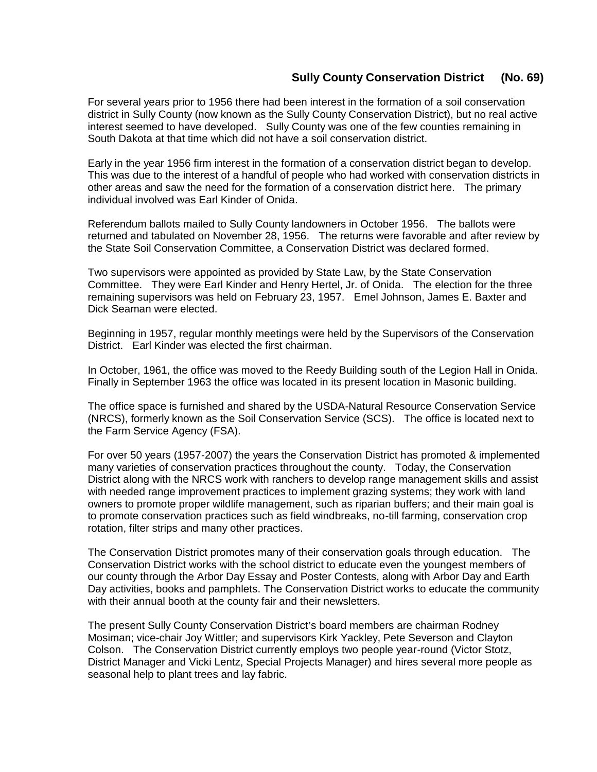## Sully County Conservation District (No. 69)

For several years prior to 1956 there had been interest in the formation of a soil conservation district in Sully County (now known as the Sully County Conservation District), but no real active interest seemed to have developed. Sully County was one of the few counties remaining in South Dakota at that time which did not have a soil conservation district.

Early in the year 1956 firm interest in the formation of a conservation district began to develop. This was due to the interest of a handful of people who had worked with conservation districts in other areas and saw the need for the formation of a conservation district here. The primary individual involved was Earl Kinder of Onida.

Referendum ballots mailed to Sully County landowners in October 1956. The ballots were returned and tabulated on November 28, 1956. The returns were favorable and after review by the State Soil Conservation Committee, a Conservation District was declared formed.

Two supervisors were appointed as provided by State Law, by the State Conservation Committee. They were Earl Kinder and Henry Hertel, Jr. of Onida. The election for the three remaining supervisors was held on February 23, 1957. Emel Johnson, James E. Baxter and Dick Seaman were elected.

Beginning in 1957, regular monthly meetings were held by the Supervisors of the Conservation District. Earl Kinder was elected the first chairman.

In October, 1961, the office was moved to the Reedy Building south of the Legion Hall in Onida. Finally in September 1963 the office was located in its present location in Masonic building.

The office space is furnished and shared by the USDA-Natural Resource Conservation Service (NRCS), formerly known as the Soil Conservation Service (SCS). The office is located next to the Farm Service Agency (FSA).

For over 50 years (1957-2007) the years the Conservation District has promoted & implemented many varieties of conservation practices throughout the county. Today, the Conservation District along with the NRCS work with ranchers to develop range management skills and assist with needed range improvement practices to implement grazing systems; they work with land owners to promote proper wildlife management, such as riparian buffers; and their main goal is to promote conservation practices such as field windbreaks, no-till farming, conservation crop rotation, filter strips and many other practices.

The Conservation District promotes many of their conservation goals through education. The Conservation District works with the school district to educate even the youngest members of our county through the Arbor Day Essay and Poster Contests, along with Arbor Day and Earth Day activities, books and pamphlets. The Conservation District works to educate the community with their annual booth at the county fair and their newsletters.

The present Sully County Conservation District's board members are chairman Rodney Mosiman; vice-chair Joy Wittler; and supervisors Kirk Yackley, Pete Severson and Clayton Colson. The Conservation District currently employs two people year-round (Victor Stotz, District Manager and Vicki Lentz, Special Projects Manager) and hires several more people as seasonal help to plant trees and lay fabric.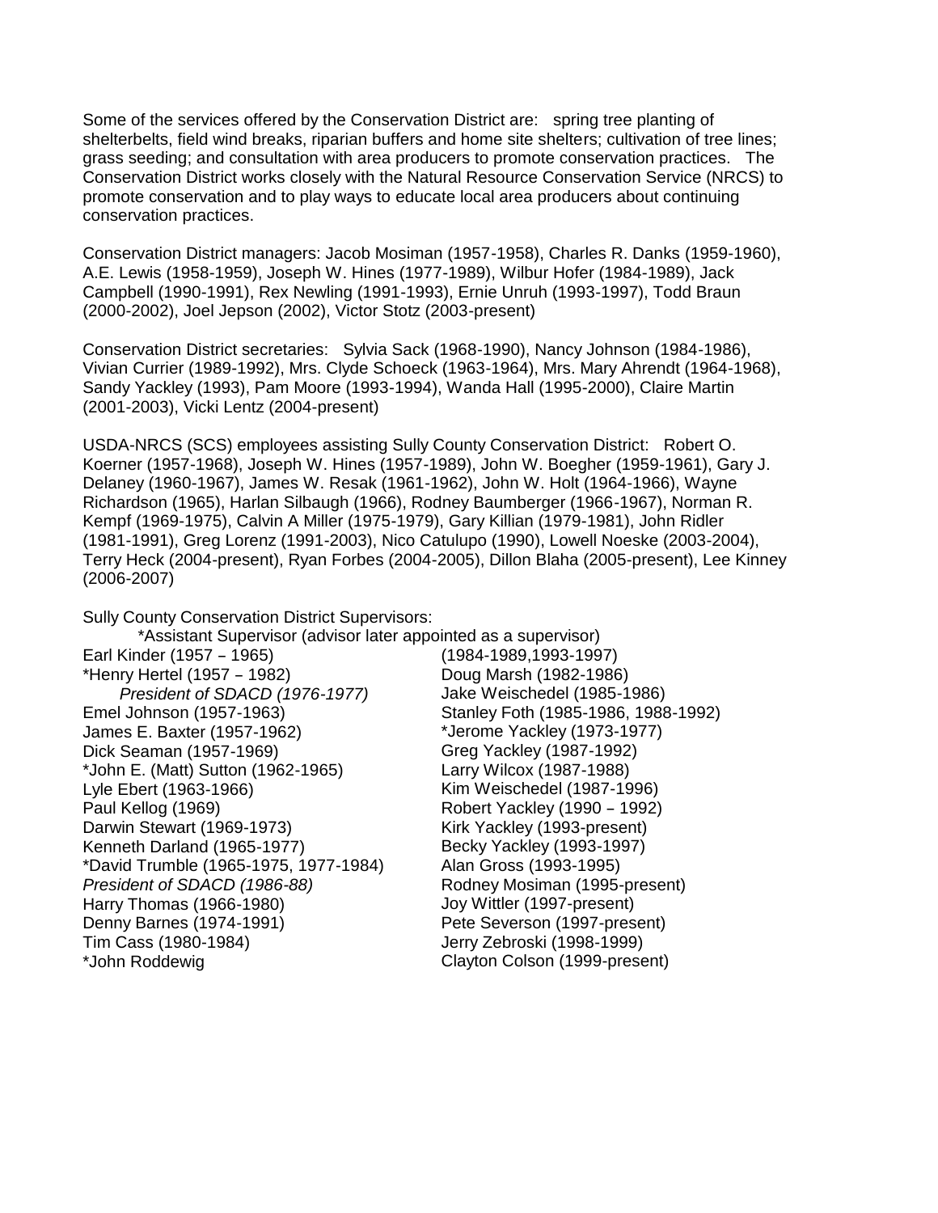Some of the services offered by the Conservation District are: spring tree planting of shelterbelts, field wind breaks, riparian buffers and home site shelters; cultivation of tree lines; grass seeding; and consultation with area producers to promote conservation practices. The Conservation District works closely with the Natural Resource Conservation Service (NRCS) to promote conservation and to play ways to educate local area producers about continuing conservation practices.

Conservation District managers: Jacob Mosiman (1957-1958), Charles R. Danks (1959-1960), A.E. Lewis (1958-1959), Joseph W. Hines (1977-1989), Wilbur Hofer (1984-1989), Jack Campbell (1990-1991), Rex Newling (1991-1993), Ernie Unruh (1993-1997), Todd Braun (2000-2002), Joel Jepson (2002), Victor Stotz (2003-present)

Conservation District secretaries: Sylvia Sack (1968-1990), Nancy Johnson (1984-1986), Vivian Currier (1989-1992), Mrs. Clyde Schoeck (1963-1964), Mrs. Mary Ahrendt (1964-1968), Sandy Yackley (1993), Pam Moore (1993-1994), Wanda Hall (1995-2000), Claire Martin (2001-2003), Vicki Lentz (2004-present)

USDA-NRCS (SCS) employees assisting Sully County Conservation District: Robert O. Koerner (1957-1968), Joseph W. Hines (1957-1989), John W. Boegher (1959-1961), Gary J. Delaney (1960-1967), James W. Resak (1961-1962), John W. Holt (1964-1966), Wayne Richardson (1965), Harlan Silbaugh (1966), Rodney Baumberger (1966-1967), Norman R. Kempf (1969-1975), Calvin A Miller (1975-1979), Gary Killian (1979-1981), John Ridler (1981-1991), Greg Lorenz (1991-2003), Nico Catulupo (1990), Lowell Noeske (2003-2004), Terry Heck (2004-present), Ryan Forbes (2004-2005), Dillon Blaha (2005-present), Lee Kinney (2006-2007)

Sully County Conservation District Supervisors:

*Assistant Supervisor (advisor later appointed as a supervisor)

Earl Kinder (1957 – 1965)
*Henry Hertel (1957 – 1982)
*President of SDACD (1976-1977)*
Emel Johnson (1957-1963)
James E. Baxter (1957-1962)
Dick Seaman (1957-1969)
*John E. (Matt) Sutton (1962-1965)
Lyle Ebert (1963-1966)
Paul Kellog (1969)
Darwin Stewart (1969-1973)
Kenneth Darland (1965-1977)
*David Trumble (1965-1975, 1977-1984)
*President of SDACD (1986-88)*
Harry Thomas (1966-1980)
Denny Barnes (1974-1991)
Tim Cass (1980-1984)
*John Roddewig (1984-1989,1993-1997)
Doug Marsh (1982-1986)
Jake Weischedel (1985-1986)
Stanley Foth (1985-1986, 1988-1992)
*Jerome Yackley (1973-1977)
Greg Yackley (1987-1992)
Larry Wilcox (1987-1988)
Kim Weischedel (1987-1996)
Robert Yackley (1990 – 1992)
Kirk Yackley (1993-present)
Becky Yackley (1993-1997)
Alan Gross (1993-1995)
Rodney Mosiman (1995-present)
Joy Wittler (1997-present)
Pete Severson (1997-present)
Jerry Zebroski (1998-1999)
Clayton Colson (1999-present)